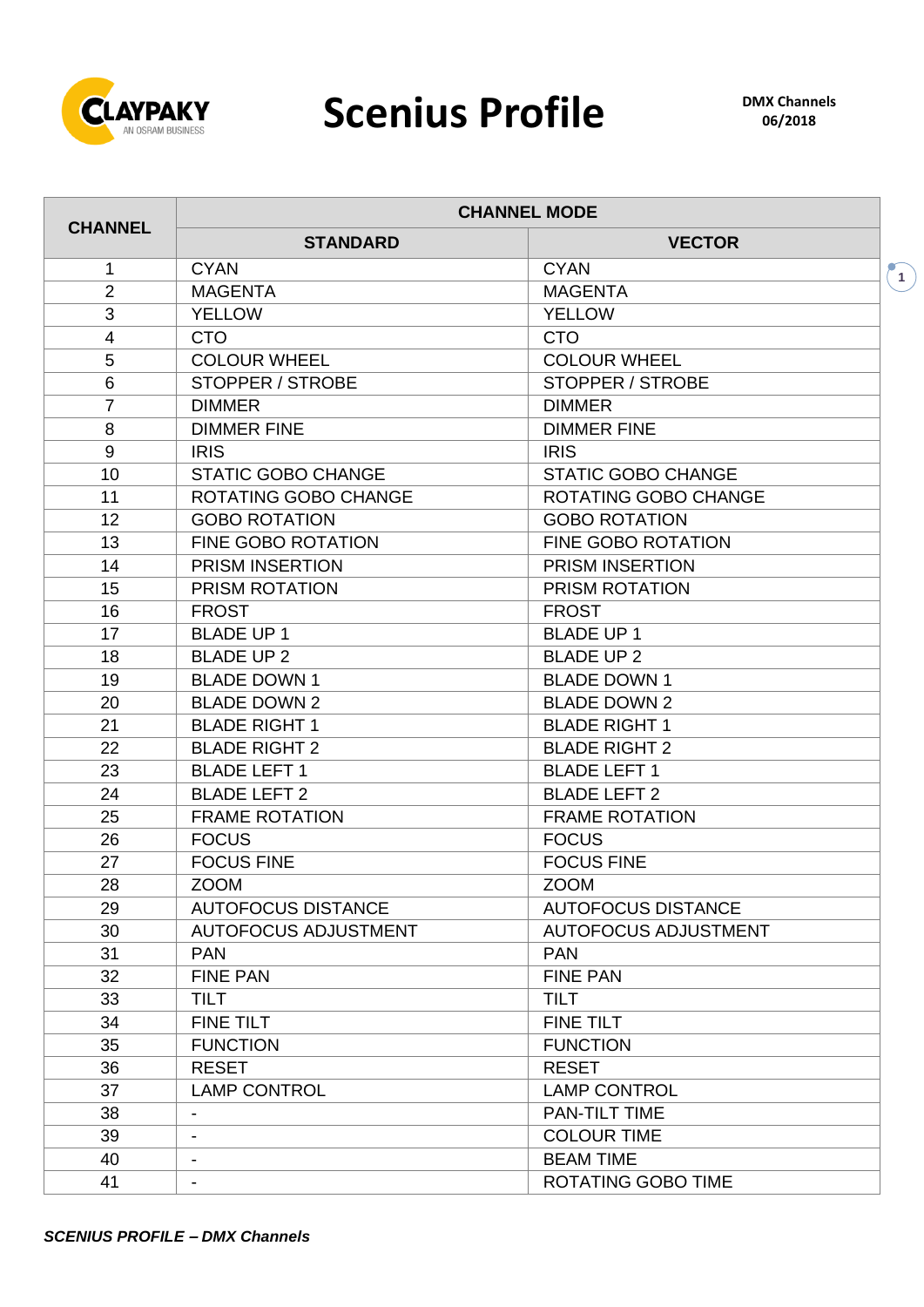# Scenius Profile

**DMX Channels**
**06/2018**

| CHANNEL | CHANNEL MODE | |
|---|---|---|
| | **STANDARD** | **VECTOR** |
| 1 | CYAN | CYAN |
| 2 | MAGENTA | MAGENTA |
| 3 | YELLOW | YELLOW |
| 4 | CTO | CTO |
| 5 | COLOUR WHEEL | COLOUR WHEEL |
| 6 | STOPPER / STROBE | STOPPER / STROBE |
| 7 | DIMMER | DIMMER |
| 8 | DIMMER FINE | DIMMER FINE |
| 9 | IRIS | IRIS |
| 10 | STATIC GOBO CHANGE | STATIC GOBO CHANGE |
| 11 | ROTATING GOBO CHANGE | ROTATING GOBO CHANGE |
| 12 | GOBO ROTATION | GOBO ROTATION |
| 13 | FINE GOBO ROTATION | FINE GOBO ROTATION |
| 14 | PRISM INSERTION | PRISM INSERTION |
| 15 | PRISM ROTATION | PRISM ROTATION |
| 16 | FROST | FROST |
| 17 | BLADE UP 1 | BLADE UP 1 |
| 18 | BLADE UP 2 | BLADE UP 2 |
| 19 | BLADE DOWN 1 | BLADE DOWN 1 |
| 20 | BLADE DOWN 2 | BLADE DOWN 2 |
| 21 | BLADE RIGHT 1 | BLADE RIGHT 1 |
| 22 | BLADE RIGHT 2 | BLADE RIGHT 2 |
| 23 | BLADE LEFT 1 | BLADE LEFT 1 |
| 24 | BLADE LEFT 2 | BLADE LEFT 2 |
| 25 | FRAME ROTATION | FRAME ROTATION |
| 26 | FOCUS | FOCUS |
| 27 | FOCUS FINE | FOCUS FINE |
| 28 | ZOOM | ZOOM |
| 29 | AUTOFOCUS DISTANCE | AUTOFOCUS DISTANCE |
| 30 | AUTOFOCUS ADJUSTMENT | AUTOFOCUS ADJUSTMENT |
| 31 | PAN | PAN |
| 32 | FINE PAN | FINE PAN |
| 33 | TILT | TILT |
| 34 | FINE TILT | FINE TILT |
| 35 | FUNCTION | FUNCTION |
| 36 | RESET | RESET |
| 37 | LAMP CONTROL | LAMP CONTROL |
| 38 | - | PAN-TILT TIME |
| 39 | - | COLOUR TIME |
| 40 | - | BEAM TIME |
| 41 | - | ROTATING GOBO TIME |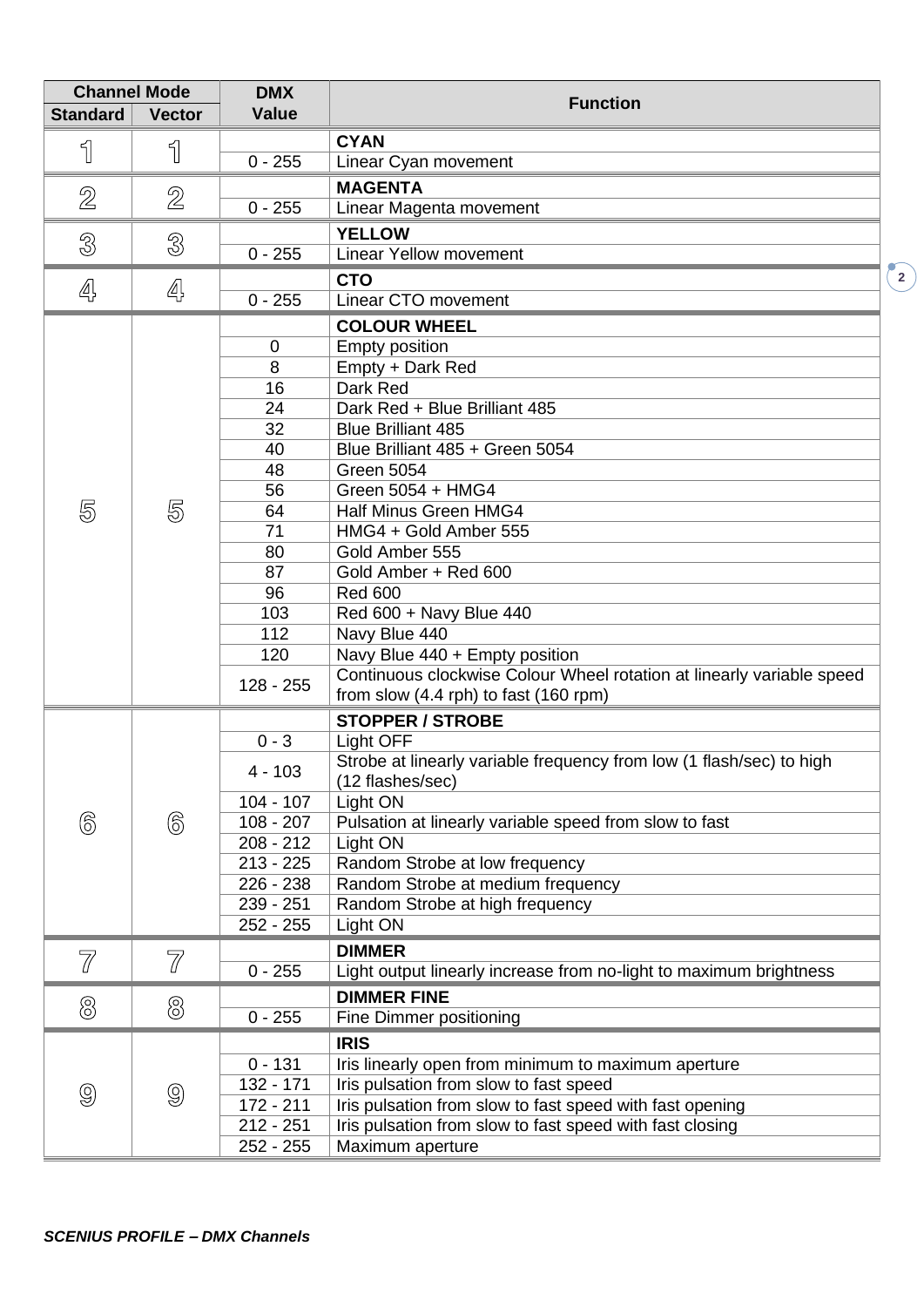| Channel Mode | | DMX Value | Function |
|---|---|---|---|
| Standard | Vector | | |
| 1 | 1 | | **CYAN** |
| | | 0 - 255 | Linear Cyan movement |
| 2 | 2 | | **MAGENTA** |
| | | 0 - 255 | Linear Magenta movement |
| 3 | 3 | | **YELLOW** |
| | | 0 - 255 | Linear Yellow movement |
| 4 | 4 | | **CTO** |
| | | 0 - 255 | Linear CTO movement |
| 5 | 5 | | **COLOUR WHEEL** |
| | | 0 | Empty position |
| | | 8 | Empty + Dark Red |
| | | 16 | Dark Red |
| | | 24 | Dark Red + Blue Brilliant 485 |
| | | 32 | Blue Brilliant 485 |
| | | 40 | Blue Brilliant 485 + Green 5054 |
| | | 48 | Green 5054 |
| | | 56 | Green 5054 + HMG4 |
| | | 64 | Half Minus Green HMG4 |
| | | 71 | HMG4 + Gold Amber 555 |
| | | 80 | Gold Amber 555 |
| | | 87 | Gold Amber + Red 600 |
| | | 96 | Red 600 |
| | | 103 | Red 600 + Navy Blue 440 |
| | | 112 | Navy Blue 440 |
| | | 120 | Navy Blue 440 + Empty position |
| | | 128 - 255 | Continuous clockwise Colour Wheel rotation at linearly variable speed from slow (4.4 rph) to fast (160 rpm) |
| 6 | 6 | | **STOPPER / STROBE** |
| | | 0 - 3 | Light OFF |
| | | 4 - 103 | Strobe at linearly variable frequency from low (1 flash/sec) to high (12 flashes/sec) |
| | | 104 - 107 | Light ON |
| | | 108 - 207 | Pulsation at linearly variable speed from slow to fast |
| | | 208 - 212 | Light ON |
| | | 213 - 225 | Random Strobe at low frequency |
| | | 226 - 238 | Random Strobe at medium frequency |
| | | 239 - 251 | Random Strobe at high frequency |
| | | 252 - 255 | Light ON |
| 7 | 7 | | **DIMMER** |
| | | 0 - 255 | Light output linearly increase from no-light to maximum brightness |
| 8 | 8 | | **DIMMER FINE** |
| | | 0 - 255 | Fine Dimmer positioning |
| 9 | 9 | | **IRIS** |
| | | 0 - 131 | Iris linearly open from minimum to maximum aperture |
| | | 132 - 171 | Iris pulsation from slow to fast speed |
| | | 172 - 211 | Iris pulsation from slow to fast speed with fast opening |
| | | 212 - 251 | Iris pulsation from slow to fast speed with fast closing |
| | | 252 - 255 | Maximum aperture |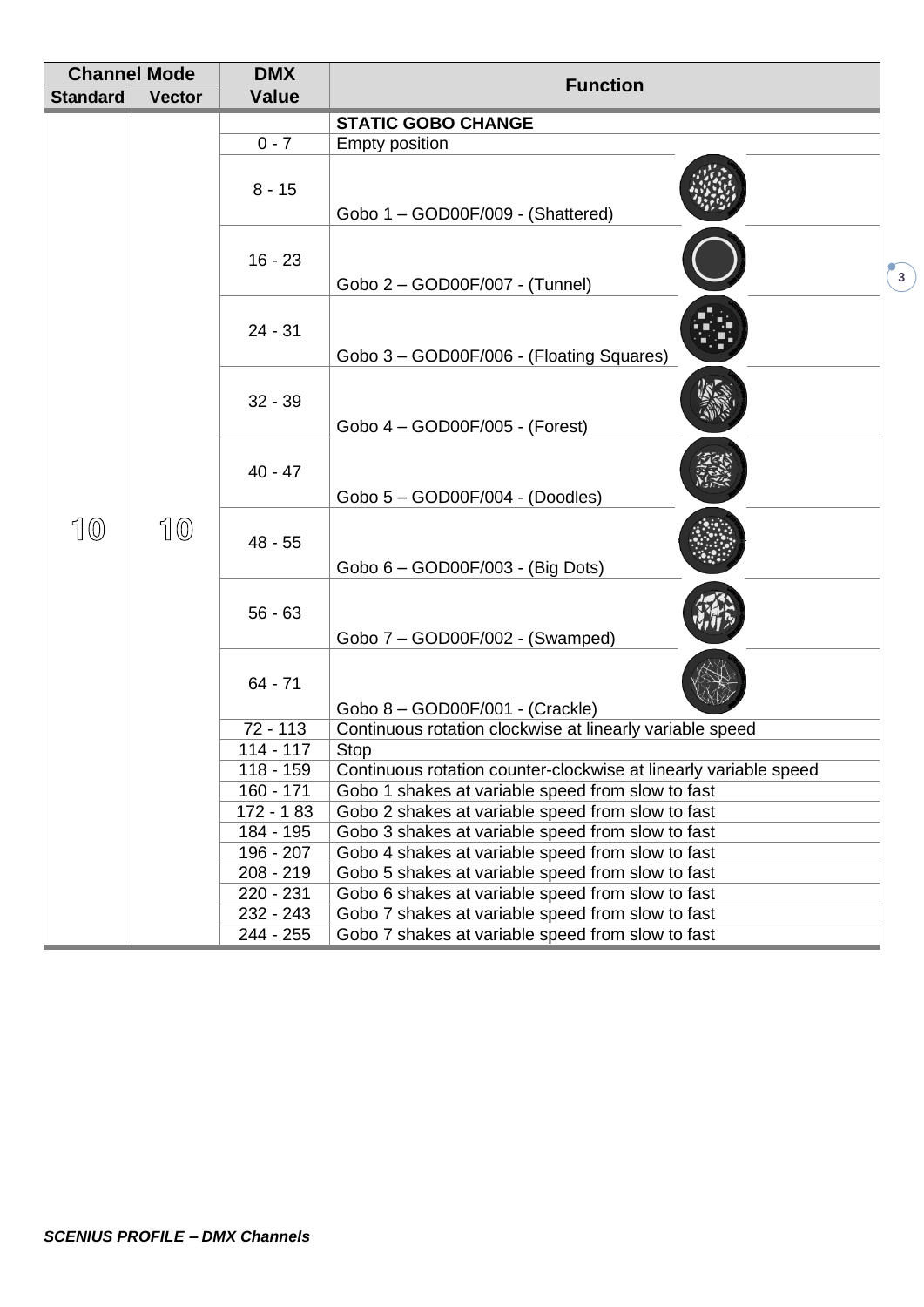| Channel Mode | | DMX Value | Function |
|---|---|---|---|
| Standard | Vector | | |
| 10 | 10 | | **STATIC GOBO CHANGE** |
| | | 0 - 7 | Empty position |
| | | 8 - 15 | Gobo 1 – GOD00F/009 - (Shattered) |
| | | 16 - 23 | Gobo 2 – GOD00F/007 - (Tunnel) |
| | | 24 - 31 | Gobo 3 – GOD00F/006 - (Floating Squares) |
| | | 32 - 39 | Gobo 4 – GOD00F/005 - (Forest) |
| | | 40 - 47 | Gobo 5 – GOD00F/004 - (Doodles) |
| | | 48 - 55 | Gobo 6 – GOD00F/003 - (Big Dots) |
| | | 56 - 63 | Gobo 7 – GOD00F/002 - (Swamped) |
| | | 64 - 71 | Gobo 8 – GOD00F/001 - (Crackle) |
| | | 72 - 113 | Continuous rotation clockwise at linearly variable speed |
| | | 114 - 117 | Stop |
| | | 118 - 159 | Continuous rotation counter-clockwise at linearly variable speed |
| | | 160 - 171 | Gobo 1 shakes at variable speed from slow to fast |
| | | 172 - 1 83 | Gobo 2 shakes at variable speed from slow to fast |
| | | 184 - 195 | Gobo 3 shakes at variable speed from slow to fast |
| | | 196 - 207 | Gobo 4 shakes at variable speed from slow to fast |
| | | 208 - 219 | Gobo 5 shakes at variable speed from slow to fast |
| | | 220 - 231 | Gobo 6 shakes at variable speed from slow to fast |
| | | 232 - 243 | Gobo 7 shakes at variable speed from slow to fast |
| | | 244 - 255 | Gobo 7 shakes at variable speed from slow to fast |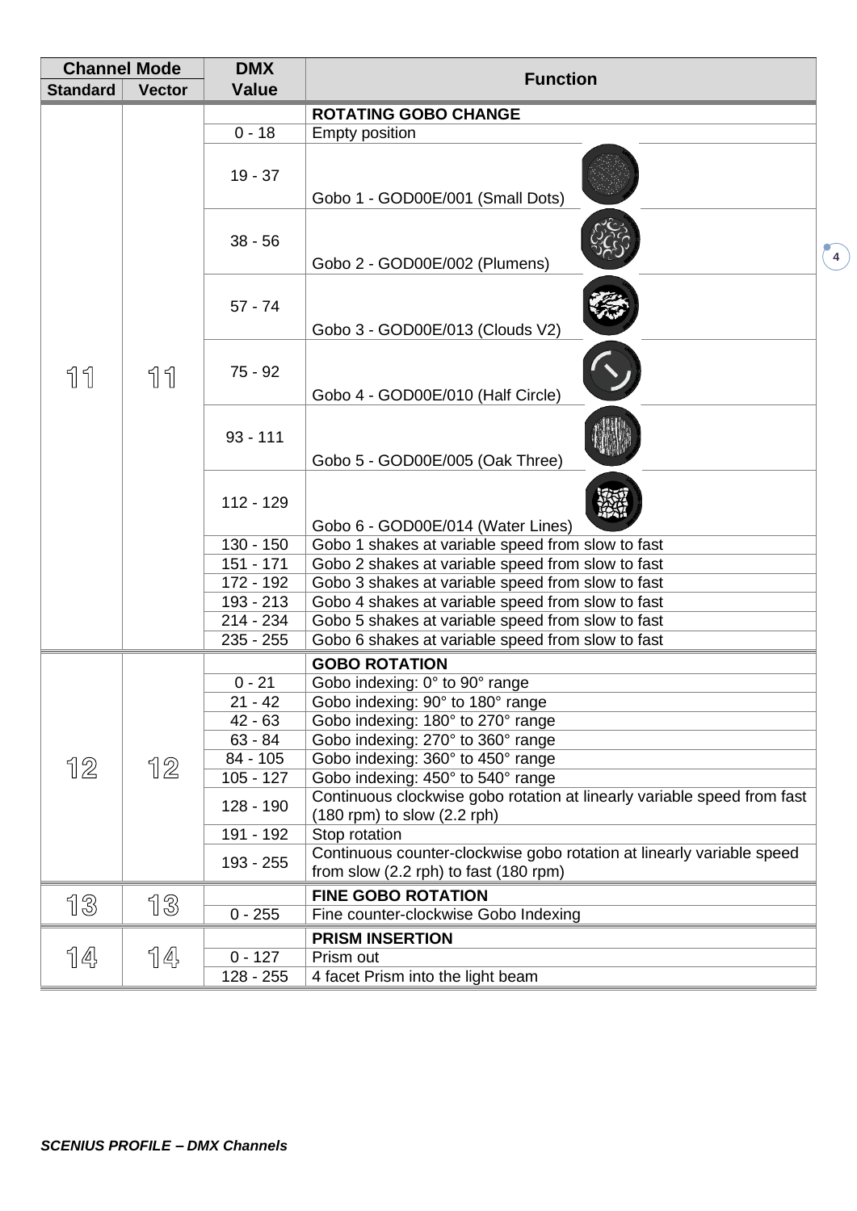| Channel Mode | | DMX Value | Function |
|---|---|---|---|
| Standard | Vector | | |
| 11 | 11 | | **ROTATING GOBO CHANGE** |
| | | 0 - 18 | Empty position |
| | | 19 - 37 | Gobo 1 - GOD00E/001 (Small Dots) |
| | | 38 - 56 | Gobo 2 - GOD00E/002 (Plumens) |
| | | 57 - 74 | Gobo 3 - GOD00E/013 (Clouds V2) |
| | | 75 - 92 | Gobo 4 - GOD00E/010 (Half Circle) |
| | | 93 - 111 | Gobo 5 - GOD00E/005 (Oak Three) |
| | | 112 - 129 | Gobo 6 - GOD00E/014 (Water Lines) |
| | | 130 - 150 | Gobo 1 shakes at variable speed from slow to fast |
| | | 151 - 171 | Gobo 2 shakes at variable speed from slow to fast |
| | | 172 - 192 | Gobo 3 shakes at variable speed from slow to fast |
| | | 193 - 213 | Gobo 4 shakes at variable speed from slow to fast |
| | | 214 - 234 | Gobo 5 shakes at variable speed from slow to fast |
| | | 235 - 255 | Gobo 6 shakes at variable speed from slow to fast |
| 12 | 12 | | **GOBO ROTATION** |
| | | 0 - 21 | Gobo indexing: 0° to 90° range |
| | | 21 - 42 | Gobo indexing: 90° to 180° range |
| | | 42 - 63 | Gobo indexing: 180° to 270° range |
| | | 63 - 84 | Gobo indexing: 270° to 360° range |
| | | 84 - 105 | Gobo indexing: 360° to 450° range |
| | | 105 - 127 | Gobo indexing: 450° to 540° range |
| | | 128 - 190 | Continuous clockwise gobo rotation at linearly variable speed from fast (180 rpm) to slow (2.2 rph) |
| | | 191 - 192 | Stop rotation |
| | | 193 - 255 | Continuous counter-clockwise gobo rotation at linearly variable speed from slow (2.2 rph) to fast (180 rpm) |
| 13 | 13 | | **FINE GOBO ROTATION** |
| | | 0 - 255 | Fine counter-clockwise Gobo Indexing |
| 14 | 14 | | **PRISM INSERTION** |
| | | 0 - 127 | Prism out |
| | | 128 - 255 | 4 facet Prism into the light beam |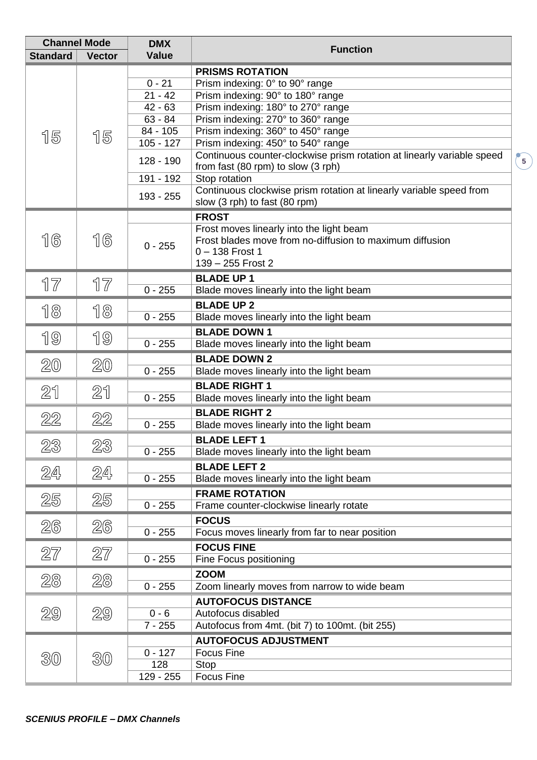| Channel Mode | | DMX Value | Function |
|---|---|---|---|
| Standard | Vector | | |
| 15 | 15 | | **PRISMS ROTATION** |
| | | 0 - 21 | Prism indexing: 0° to 90° range |
| | | 21 - 42 | Prism indexing: 90° to 180° range |
| | | 42 - 63 | Prism indexing: 180° to 270° range |
| | | 63 - 84 | Prism indexing: 270° to 360° range |
| | | 84 - 105 | Prism indexing: 360° to 450° range |
| | | 105 - 127 | Prism indexing: 450° to 540° range |
| | | 128 - 190 | Continuous counter-clockwise prism rotation at linearly variable speed from fast (80 rpm) to slow (3 rph) |
| | | 191 - 192 | Stop rotation |
| | | 193 - 255 | Continuous clockwise prism rotation at linearly variable speed from slow (3 rph) to fast (80 rpm) |
| 16 | 16 | | **FROST** |
| | | 0 - 255 | Frost moves linearly into the light beam<br>Frost blades move from no-diffusion to maximum diffusion<br>0 – 138 Frost 1<br>139 – 255 Frost 2 |
| 17 | 17 | | **BLADE UP 1** |
| | | 0 - 255 | Blade moves linearly into the light beam |
| 18 | 18 | | **BLADE UP 2** |
| | | 0 - 255 | Blade moves linearly into the light beam |
| 19 | 19 | | **BLADE DOWN 1** |
| | | 0 - 255 | Blade moves linearly into the light beam |
| 20 | 20 | | **BLADE DOWN 2** |
| | | 0 - 255 | Blade moves linearly into the light beam |
| 21 | 21 | | **BLADE RIGHT 1** |
| | | 0 - 255 | Blade moves linearly into the light beam |
| 22 | 22 | | **BLADE RIGHT 2** |
| | | 0 - 255 | Blade moves linearly into the light beam |
| 23 | 23 | | **BLADE LEFT 1** |
| | | 0 - 255 | Blade moves linearly into the light beam |
| 24 | 24 | | **BLADE LEFT 2** |
| | | 0 - 255 | Blade moves linearly into the light beam |
| 25 | 25 | | **FRAME ROTATION** |
| | | 0 - 255 | Frame counter-clockwise linearly rotate |
| 26 | 26 | | **FOCUS** |
| | | 0 - 255 | Focus moves linearly from far to near position |
| 27 | 27 | | **FOCUS FINE** |
| | | 0 - 255 | Fine Focus positioning |
| 28 | 28 | | **ZOOM** |
| | | 0 - 255 | Zoom linearly moves from narrow to wide beam |
| 29 | 29 | | **AUTOFOCUS DISTANCE** |
| | | 0 - 6 | Autofocus disabled |
| | | 7 - 255 | Autofocus from 4mt. (bit 7) to 100mt. (bit 255) |
| 30 | 30 | | **AUTOFOCUS ADJUSTMENT** |
| | | 0 - 127 | Focus Fine |
| | | 128 | Stop |
| | | 129 - 255 | Focus Fine |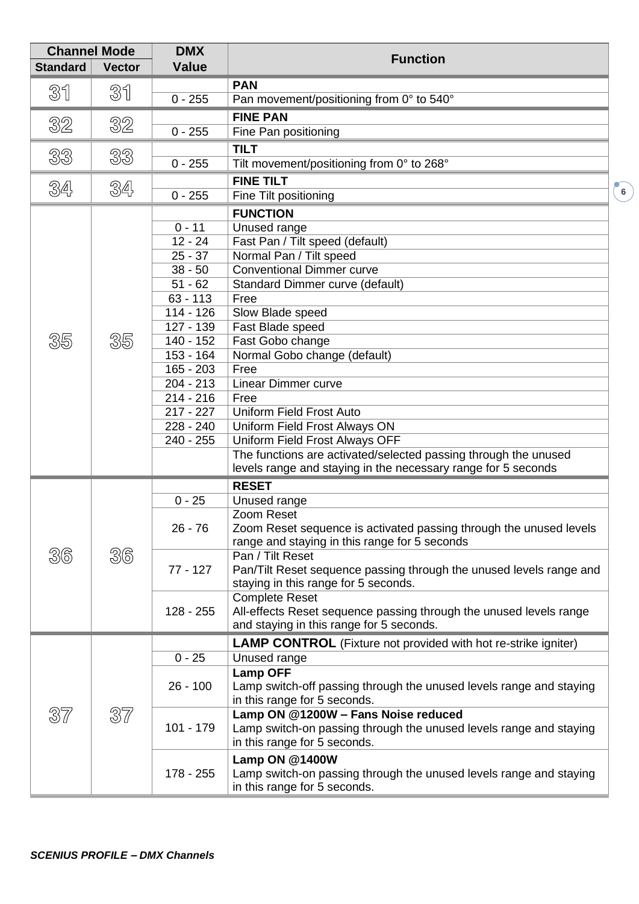| Channel Mode | | DMX Value | Function |
|---|---|---|---|
| Standard | Vector | | |
| 31 | 31 | | **PAN** |
| | | 0 - 255 | Pan movement/positioning from 0° to 540° |
| 32 | 32 | | **FINE PAN** |
| | | 0 - 255 | Fine Pan positioning |
| 33 | 33 | | **TILT** |
| | | 0 - 255 | Tilt movement/positioning from 0° to 268° |
| 34 | 34 | | **FINE TILT** |
| | | 0 - 255 | Fine Tilt positioning |
| 35 | 35 | | **FUNCTION** |
| | | 0 - 11 | Unused range |
| | | 12 - 24 | Fast Pan / Tilt speed (default) |
| | | 25 - 37 | Normal Pan / Tilt speed |
| | | 38 - 50 | Conventional Dimmer curve |
| | | 51 - 62 | Standard Dimmer curve (default) |
| | | 63 - 113 | Free |
| | | 114 - 126 | Slow Blade speed |
| | | 127 - 139 | Fast Blade speed |
| | | 140 - 152 | Fast Gobo change |
| | | 153 - 164 | Normal Gobo change (default) |
| | | 165 - 203 | Free |
| | | 204 - 213 | Linear Dimmer curve |
| | | 214 - 216 | Free |
| | | 217 - 227 | Uniform Field Frost Auto |
| | | 228 - 240 | Uniform Field Frost Always ON |
| | | 240 - 255 | Uniform Field Frost Always OFF |
| | | | The functions are activated/selected passing through the unused levels range and staying in the necessary range for 5 seconds |
| 36 | 36 | | **RESET** |
| | | 0 - 25 | Unused range |
| | | 26 - 76 | Zoom Reset<br>Zoom Reset sequence is activated passing through the unused levels range and staying in this range for 5 seconds |
| | | 77 - 127 | Pan / Tilt Reset<br>Pan/Tilt Reset sequence passing through the unused levels range and staying in this range for 5 seconds. |
| | | 128 - 255 | Complete Reset<br>All-effects Reset sequence passing through the unused levels range and staying in this range for 5 seconds. |
| 37 | 37 | | **LAMP CONTROL** (Fixture not provided with hot re-strike igniter) |
| | | 0 - 25 | Unused range |
| | | 26 - 100 | **Lamp OFF**<br>Lamp switch-off passing through the unused levels range and staying in this range for 5 seconds. |
| | | 101 - 179 | **Lamp ON @1200W – Fans Noise reduced**<br>Lamp switch-on passing through the unused levels range and staying in this range for 5 seconds. |
| | | 178 - 255 | **Lamp ON @1400W**<br>Lamp switch-on passing through the unused levels range and staying in this range for 5 seconds. |

***SCENIUS PROFILE – DMX Channels***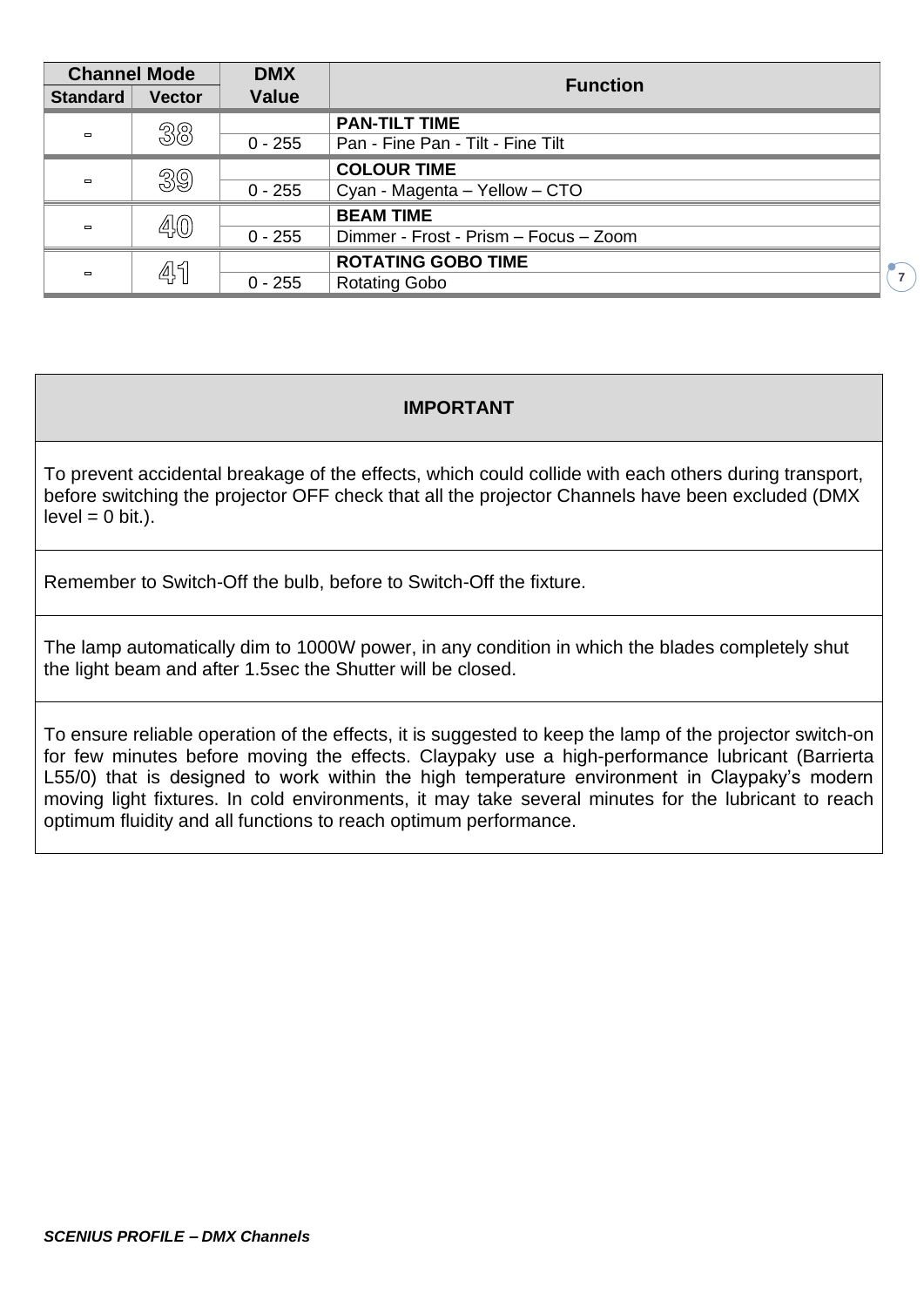| Channel Mode | | DMX Value | Function |
|---|---|---|---|
| Standard | Vector | | |
| - | 38 | | **PAN-TILT TIME** |
| | | 0 - 255 | Pan - Fine Pan - Tilt - Fine Tilt |
| - | 39 | | **COLOUR TIME** |
| | | 0 - 255 | Cyan - Magenta – Yellow – CTO |
| - | 40 | | **BEAM TIME** |
| | | 0 - 255 | Dimmer - Frost - Prism – Focus – Zoom |
| - | 41 | | **ROTATING GOBO TIME** |
| | | 0 - 255 | Rotating Gobo |

| **IMPORTANT** |
|---|
| To prevent accidental breakage of the effects, which could collide with each others during transport, before switching the projector OFF check that all the projector Channels have been excluded (DMX level = 0 bit.). |
| Remember to Switch-Off the bulb, before to Switch-Off the fixture. |
| The lamp automatically dim to 1000W power, in any condition in which the blades completely shut the light beam and after 1.5sec the Shutter will be closed. |
| To ensure reliable operation of the effects, it is suggested to keep the lamp of the projector switch-on for few minutes before moving the effects. Claypaky use a high-performance lubricant (Barrierta L55/0) that is designed to work within the high temperature environment in Claypaky's modern moving light fixtures. In cold environments, it may take several minutes for the lubricant to reach optimum fluidity and all functions to reach optimum performance. |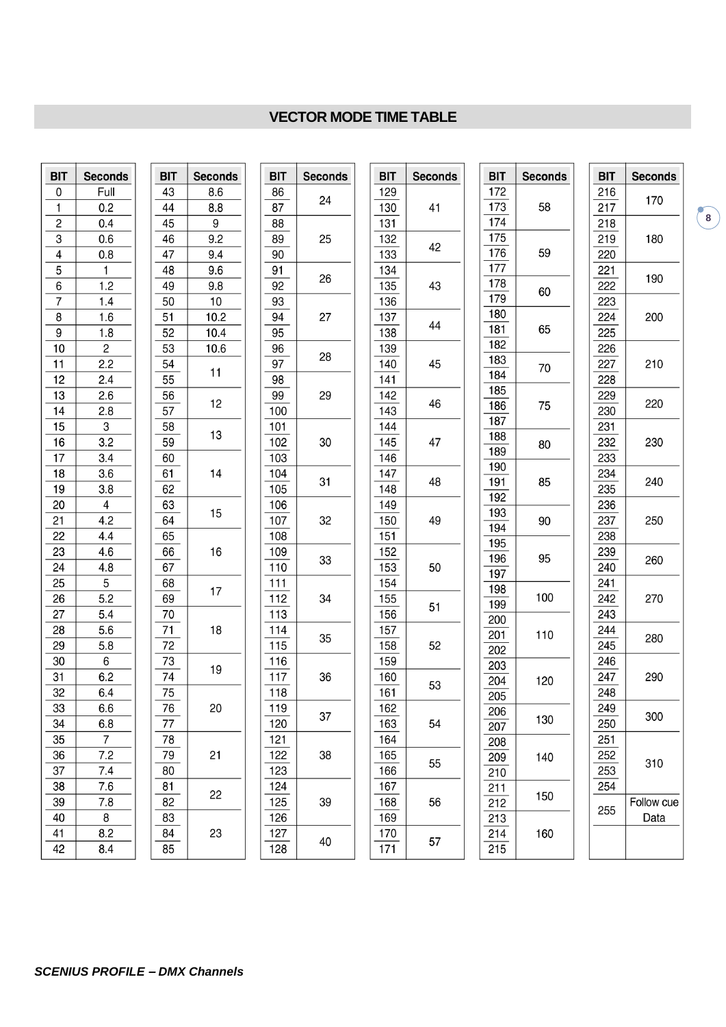## VECTOR MODE TIME TABLE

| BIT | Seconds |
|---|---|
| 0 | Full |
| 1 | 0.2 |
| 2 | 0.4 |
| 3 | 0.6 |
| 4 | 0.8 |
| 5 | 1 |
| 6 | 1.2 |
| 7 | 1.4 |
| 8 | 1.6 |
| 9 | 1.8 |
| 10 | 2 |
| 11 | 2.2 |
| 12 | 2.4 |
| 13 | 2.6 |
| 14 | 2.8 |
| 15 | 3 |
| 16 | 3.2 |
| 17 | 3.4 |
| 18 | 3.6 |
| 19 | 3.8 |
| 20 | 4 |
| 21 | 4.2 |
| 22 | 4.4 |
| 23 | 4.6 |
| 24 | 4.8 |
| 25 | 5 |
| 26 | 5.2 |
| 27 | 5.4 |
| 28 | 5.6 |
| 29 | 5.8 |
| 30 | 6 |
| 31 | 6.2 |
| 32 | 6.4 |
| 33 | 6.6 |
| 34 | 6.8 |
| 35 | 7 |
| 36 | 7.2 |
| 37 | 7.4 |
| 38 | 7.6 |
| 39 | 7.8 |
| 40 | 8 |
| 41 | 8.2 |
| 42 | 8.4 |
| 43 | 8.6 |
| 44 | 8.8 |
| 45 | 9 |
| 46 | 9.2 |
| 47 | 9.4 |
| 48 | 9.6 |
| 49 | 9.8 |
| 50 | 10 |
| 51 | 10.2 |
| 52 | 10.4 |
| 53 | 10.6 |
| 54 | 11 |
| 55 | 11 |
| 56 | 12 |
| 57 | 12 |
| 58 | 13 |
| 59 | 13 |
| 60 | 14 |
| 61 | 14 |
| 62 | 14 |
| 63 | 15 |
| 64 | 15 |
| 65 | 16 |
| 66 | 16 |
| 67 | 16 |
| 68 | 17 |
| 69 | 17 |
| 70 | 18 |
| 71 | 18 |
| 72 | 18 |
| 73 | 19 |
| 74 | 19 |
| 75 | 20 |
| 76 | 20 |
| 77 | 20 |
| 78 | 21 |
| 79 | 21 |
| 80 | 21 |
| 81 | 22 |
| 82 | 22 |
| 83 | 23 |
| 84 | 23 |
| 85 | 23 |
| 86 | 24 |
| 87 | 24 |
| 88 | 25 |
| 89 | 25 |
| 90 | 25 |
| 91 | 26 |
| 92 | 26 |
| 93 | 27 |
| 94 | 27 |
| 95 | 27 |
| 96 | 28 |
| 97 | 28 |
| 98 | 29 |
| 99 | 29 |
| 100 | 29 |
| 101 | 30 |
| 102 | 30 |
| 103 | 30 |
| 104 | 31 |
| 105 | 31 |
| 106 | 32 |
| 107 | 32 |
| 108 | 32 |
| 109 | 33 |
| 110 | 33 |
| 111 | 34 |
| 112 | 34 |
| 113 | 34 |
| 114 | 35 |
| 115 | 35 |
| 116 | 36 |
| 117 | 36 |
| 118 | 36 |
| 119 | 37 |
| 120 | 37 |
| 121 | 38 |
| 122 | 38 |
| 123 | 38 |
| 124 | 39 |
| 125 | 39 |
| 126 | 39 |
| 127 | 40 |
| 128 | 40 |
| 129 | 41 |
| 130 | 41 |
| 131 | 41 |
| 132 | 42 |
| 133 | 42 |
| 134 | 43 |
| 135 | 43 |
| 136 | 43 |
| 137 | 44 |
| 138 | 44 |
| 139 | 45 |
| 140 | 45 |
| 141 | 45 |
| 142 | 46 |
| 143 | 46 |
| 144 | 47 |
| 145 | 47 |
| 146 | 47 |
| 147 | 48 |
| 148 | 48 |
| 149 | 49 |
| 150 | 49 |
| 151 | 49 |
| 152 | 50 |
| 153 | 50 |
| 154 | 50 |
| 155 | 51 |
| 156 | 51 |
| 157 | 52 |
| 158 | 52 |
| 159 | 52 |
| 160 | 53 |
| 161 | 53 |
| 162 | 54 |
| 163 | 54 |
| 164 | 54 |
| 165 | 55 |
| 166 | 55 |
| 167 | 56 |
| 168 | 56 |
| 169 | 56 |
| 170 | 57 |
| 171 | 57 |
| 172 | 58 |
| 173 | 58 |
| 174 | 58 |
| 175 | 59 |
| 176 | 59 |
| 177 | 59 |
| 178 | 60 |
| 179 | 60 |
| 180 | 65 |
| 181 | 65 |
| 182 | 65 |
| 183 | 70 |
| 184 | 70 |
| 185 | 75 |
| 186 | 75 |
| 187 | 75 |
| 188 | 80 |
| 189 | 80 |
| 190 | 85 |
| 191 | 85 |
| 192 | 85 |
| 193 | 90 |
| 194 | 90 |
| 195 | 95 |
| 196 | 95 |
| 197 | 95 |
| 198 | 100 |
| 199 | 100 |
| 200 | 110 |
| 201 | 110 |
| 202 | 110 |
| 203 | 120 |
| 204 | 120 |
| 205 | 120 |
| 206 | 130 |
| 207 | 130 |
| 208 | 140 |
| 209 | 140 |
| 210 | 140 |
| 211 | 150 |
| 212 | 150 |
| 213 | 160 |
| 214 | 160 |
| 215 | 160 |
| 216 | 170 |
| 217 | 170 |
| 218 | 180 |
| 219 | 180 |
| 220 | 180 |
| 221 | 190 |
| 222 | 190 |
| 223 | 200 |
| 224 | 200 |
| 225 | 200 |
| 226 | 210 |
| 227 | 210 |
| 228 | 210 |
| 229 | 220 |
| 230 | 220 |
| 231 | 230 |
| 232 | 230 |
| 233 | 230 |
| 234 | 240 |
| 235 | 240 |
| 236 | 250 |
| 237 | 250 |
| 238 | 250 |
| 239 | 260 |
| 240 | 260 |
| 241 | 270 |
| 242 | 270 |
| 243 | 270 |
| 244 | 280 |
| 245 | 280 |
| 246 | 290 |
| 247 | 290 |
| 248 | 290 |
| 249 | 300 |
| 250 | 300 |
| 251 | 310 |
| 252 | 310 |
| 253 | 310 |
| 254 | 310 |
| 255 | Follow cue Data |